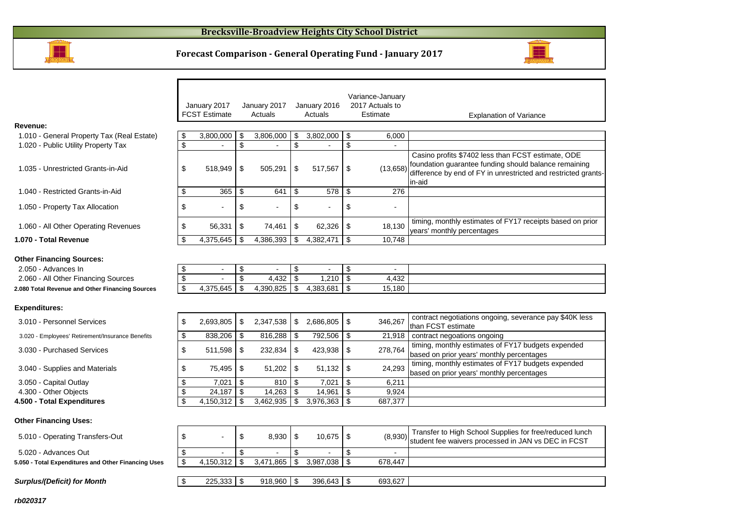# Brecksville-Broadview Heights City School District

## Forecast Comparison - General Operating Fund - January 2017

| | January 2017 FCST Estimate | January 2017 Actuals | January 2016 Actuals | Variance-January 2017 Actuals to Estimate | Explanation of Variance |
|---|---|---|---|---|---|
| **Revenue:** | | | | | |
| 1.010 - General Property Tax (Real Estate) | $ 3,800,000 | $ 3,806,000 | $ 3,802,000 | $ 6,000 | |
| 1.020 - Public Utility Property Tax | $ - | $ - | $ - | $ - | |
| 1.035 - Unrestricted Grants-in-Aid | $ 518,949 | $ 505,291 | $ 517,567 | $ (13,658) | Casino profits $7402 less than FCST estimate, ODE foundation guarantee funding should balance remaining difference by end of FY in unrestricted and restricted grants-in-aid |
| 1.040 - Restricted Grants-in-Aid | $ 365 | $ 641 | $ 578 | $ 276 | |
| 1.050 - Property Tax Allocation | $ - | $ - | $ - | $ - | |
| 1.060 - All Other Operating Revenues | $ 56,331 | $ 74,461 | $ 62,326 | $ 18,130 | timing, monthly estimates of FY17 receipts based on prior years' monthly percentages |
| **1.070 - Total Revenue** | $ 4,375,645 | $ 4,386,393 | $ 4,382,471 | $ 10,748 | |
| **Other Financing Sources:** | | | | | |
| 2.050 - Advances In | $ - | $ - | $ - | $ - | |
| 2.060 - All Other Financing Sources | $ - | $ 4,432 | $ 1,210 | $ 4,432 | |
| **2.080 Total Revenue and Other Financing Sources** | $ 4,375,645 | $ 4,390,825 | $ 4,383,681 | $ 15,180 | |
| **Expenditures:** | | | | | |
| 3.010 - Personnel Services | $ 2,693,805 | $ 2,347,538 | $ 2,686,805 | $ 346,267 | contract negotiations ongoing, severance pay $40K less than FCST estimate |
| 3.020 - Employees' Retirement/Insurance Benefits | $ 838,206 | $ 816,288 | $ 792,506 | $ 21,918 | contract negoations ongoing |
| 3.030 - Purchased Services | $ 511,598 | $ 232,834 | $ 423,938 | $ 278,764 | timing, monthly estimates of FY17 budgets expended based on prior years' monthly percentages |
| 3.040 - Supplies and Materials | $ 75,495 | $ 51,202 | $ 51,132 | $ 24,293 | timing, monthly estimates of FY17 budgets expended based on prior years' monthly percentages |
| 3.050 - Capital Outlay | $ 7,021 | $ 810 | $ 7,021 | $ 6,211 | |
| 4.300 - Other Objects | $ 24,187 | $ 14,263 | $ 14,961 | $ 9,924 | |
| **4.500 - Total Expenditures** | $ 4,150,312 | $ 3,462,935 | $ 3,976,363 | $ 687,377 | |
| **Other Financing Uses:** | | | | | |
| 5.010 - Operating Transfers-Out | $ - | $ 8,930 | $ 10,675 | $ (8,930) | Transfer to High School Supplies for free/reduced lunch student fee waivers processed in JAN vs DEC in FCST |
| 5.020 - Advances Out | $ - | $ - | $ - | $ - | |
| **5.050 - Total Expenditures and Other Financing Uses** | $ 4,150,312 | $ 3,471,865 | $ 3,987,038 | $ 678,447 | |
| ***Surplus/(Deficit) for Month*** | $ 225,333 | $ 918,960 | $ 396,643 | $ 693,627 | |

*rb020317*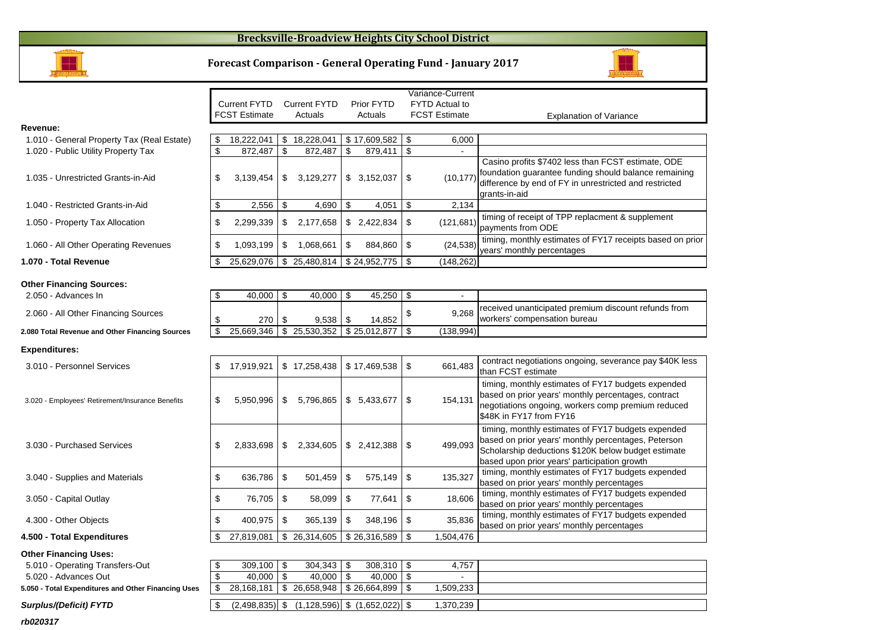# Brecksville-Broadview Heights City School District

## Forecast Comparison - General Operating Fund - January 2017

| | Current FYTD FCST Estimate | Current FYTD Actuals | Prior FYTD Actuals | Variance-Current FYTD Actual to FCST Estimate | Explanation of Variance |
|---|---|---|---|---|---|
| **Revenue:** | | | | | |
| 1.010 - General Property Tax (Real Estate) | $ 18,222,041 | $ 18,228,041 | $ 17,609,582 | $ 6,000 | |
| 1.020 - Public Utility Property Tax | $ 872,487 | $ 872,487 | $ 879,411 | $ - | |
| 1.035 - Unrestricted Grants-in-Aid | $ 3,139,454 | $ 3,129,277 | $ 3,152,037 | $ (10,177) | Casino profits $7402 less than FCST estimate, ODE foundation guarantee funding should balance remaining difference by end of FY in unrestricted and restricted grants-in-aid |
| 1.040 - Restricted Grants-in-Aid | $ 2,556 | $ 4,690 | $ 4,051 | $ 2,134 | |
| 1.050 - Property Tax Allocation | $ 2,299,339 | $ 2,177,658 | $ 2,422,834 | $ (121,681) | timing of receipt of TPP replacment & supplement payments from ODE |
| 1.060 - All Other Operating Revenues | $ 1,093,199 | $ 1,068,661 | $ 884,860 | $ (24,538) | timing, monthly estimates of FY17 receipts based on prior years' monthly percentages |
| **1.070 - Total Revenue** | $ 25,629,076 | $ 25,480,814 | $ 24,952,775 | $ (148,262) | |
| **Other Financing Sources:** | | | | | |
| 2.050 - Advances In | $ 40,000 | $ 40,000 | $ 45,250 | $ - | |
| 2.060 - All Other Financing Sources | $ 270 | $ 9,538 | $ 14,852 | $ 9,268 | received unanticipated premium discount refunds from workers' compensation bureau |
| **2.080 Total Revenue and Other Financing Sources** | $ 25,669,346 | $ 25,530,352 | $ 25,012,877 | $ (138,994) | |
| **Expenditures:** | | | | | |
| 3.010 - Personnel Services | $ 17,919,921 | $ 17,258,438 | $ 17,469,538 | $ 661,483 | contract negotiations ongoing, severance pay $40K less than FCST estimate |
| 3.020 - Employees' Retirement/Insurance Benefits | $ 5,950,996 | $ 5,796,865 | $ 5,433,677 | $ 154,131 | timing, monthly estimates of FY17 budgets expended based on prior years' monthly percentages, contract negotiations ongoing, workers comp premium reduced $48K in FY17 from FY16 |
| 3.030 - Purchased Services | $ 2,833,698 | $ 2,334,605 | $ 2,412,388 | $ 499,093 | timing, monthly estimates of FY17 budgets expended based on prior years' monthly percentages, Peterson Scholarship deductions $120K below budget estimate based upon prior years' participation growth |
| 3.040 - Supplies and Materials | $ 636,786 | $ 501,459 | $ 575,149 | $ 135,327 | timing, monthly estimates of FY17 budgets expended based on prior years' monthly percentages |
| 3.050 - Capital Outlay | $ 76,705 | $ 58,099 | $ 77,641 | $ 18,606 | timing, monthly estimates of FY17 budgets expended based on prior years' monthly percentages |
| 4.300 - Other Objects | $ 400,975 | $ 365,139 | $ 348,196 | $ 35,836 | timing, monthly estimates of FY17 budgets expended based on prior years' monthly percentages |
| **4.500 - Total Expenditures** | $ 27,819,081 | $ 26,314,605 | $ 26,316,589 | $ 1,504,476 | |
| **Other Financing Uses:** | | | | | |
| 5.010 - Operating Transfers-Out | $ 309,100 | $ 304,343 | $ 308,310 | $ 4,757 | |
| 5.020 - Advances Out | $ 40,000 | $ 40,000 | $ 40,000 | $ - | |
| **5.050 - Total Expenditures and Other Financing Uses** | $ 28,168,181 | $ 26,658,948 | $ 26,664,899 | $ 1,509,233 | |
| ***Surplus/(Deficit) FYTD*** | $ (2,498,835) | $ (1,128,596) | $ (1,652,022) | $ 1,370,239 | |

***rb020317***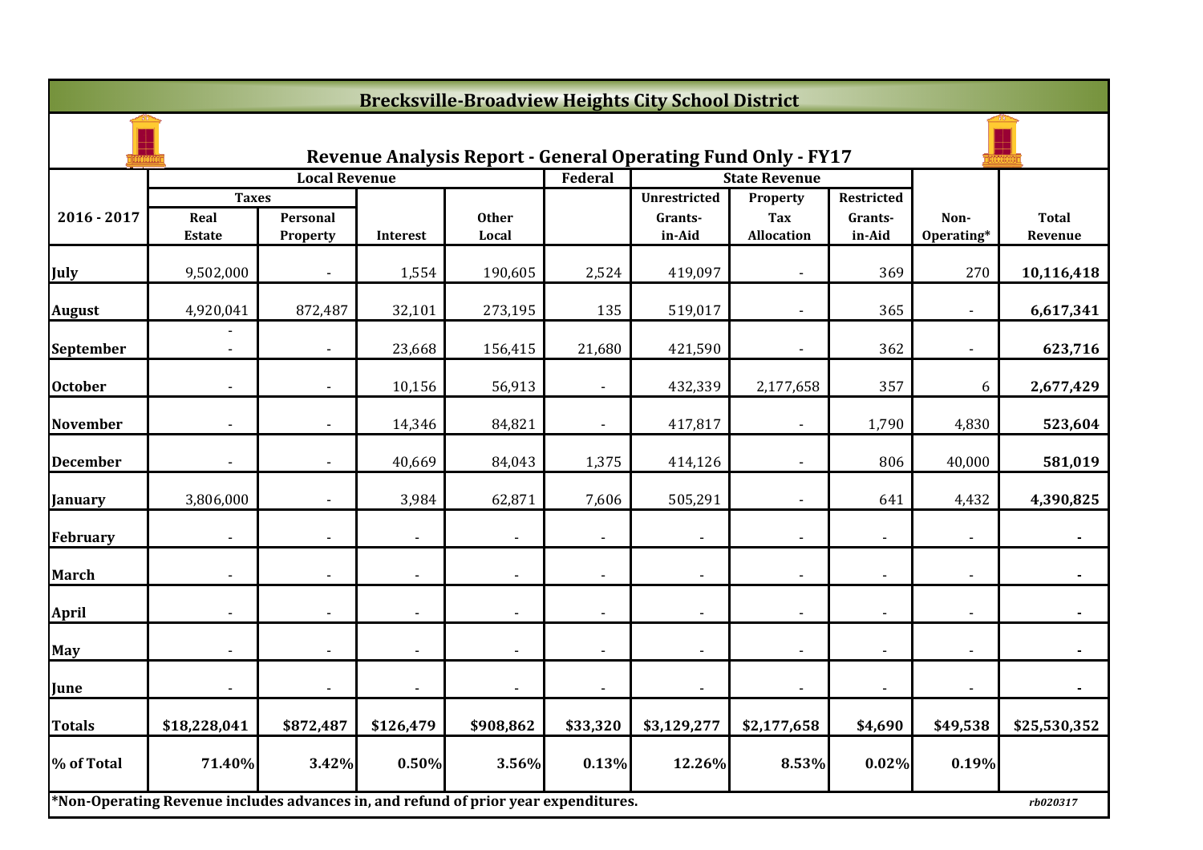# Brecksville-Broadview Heights City School District

## Revenue Analysis Report - General Operating Fund Only - FY17

| 2016 - 2017 | Local Revenue | | | | Federal | State Revenue | | | | |
|---|---|---|---|---|---|---|---|---|---|---|
| | Taxes | | | | | | | | | |
| | Real Estate | Personal Property | Interest | Other Local | | Unrestricted Grants-in-Aid | Property Tax Allocation | Restricted Grants-in-Aid | Non-Operating* | Total Revenue |
| July | 9,502,000 | - | 1,554 | 190,605 | 2,524 | 419,097 | - | 369 | 270 | **10,116,418** |
| August | 4,920,041 | 872,487 | 32,101 | 273,195 | 135 | 519,017 | - | 365 | - | **6,617,341** |
| September | - - | - | 23,668 | 156,415 | 21,680 | 421,590 | - | 362 | - | **623,716** |
| October | - | - | 10,156 | 56,913 | - | 432,339 | 2,177,658 | 357 | 6 | **2,677,429** |
| November | - | - | 14,346 | 84,821 | - | 417,817 | - | 1,790 | 4,830 | **523,604** |
| December | - | - | 40,669 | 84,043 | 1,375 | 414,126 | - | 806 | 40,000 | **581,019** |
| January | 3,806,000 | - | 3,984 | 62,871 | 7,606 | 505,291 | - | 641 | 4,432 | **4,390,825** |
| February | - | - | - | - | - | - | - | - | - | **-** |
| March | - | - | - | - | - | - | - | - | - | **-** |
| April | - | - | - | - | - | - | - | - | - | **-** |
| May | - | - | - | - | - | - | - | - | - | **-** |
| June | - | - | - | - | - | - | - | - | - | **-** |
| **Totals** | **$18,228,041** | **$872,487** | **$126,479** | **$908,862** | **$33,320** | **$3,129,277** | **$2,177,658** | **$4,690** | **$49,538** | **$25,530,352** |
| **% of Total** | **71.40%** | **3.42%** | **0.50%** | **3.56%** | **0.13%** | **12.26%** | **8.53%** | **0.02%** | **0.19%** | |

***Non-Operating Revenue includes advances in, and refund of prior year expenditures.**

*rb020317*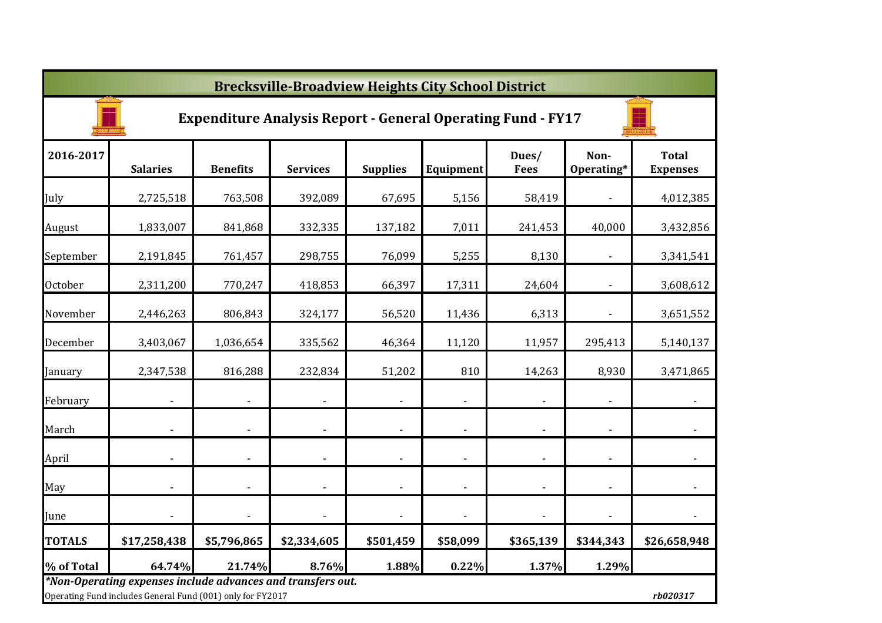# Brecksville-Broadview Heights City School District

## Expenditure Analysis Report - General Operating Fund - FY17

| 2016-2017 | Salaries | Benefits | Services | Supplies | Equipment | Dues/ Fees | Non-Operating* | Total Expenses |
|---|---|---|---|---|---|---|---|---|
| July | 2,725,518 | 763,508 | 392,089 | 67,695 | 5,156 | 58,419 | - | 4,012,385 |
| August | 1,833,007 | 841,868 | 332,335 | 137,182 | 7,011 | 241,453 | 40,000 | 3,432,856 |
| September | 2,191,845 | 761,457 | 298,755 | 76,099 | 5,255 | 8,130 | - | 3,341,541 |
| October | 2,311,200 | 770,247 | 418,853 | 66,397 | 17,311 | 24,604 | - | 3,608,612 |
| November | 2,446,263 | 806,843 | 324,177 | 56,520 | 11,436 | 6,313 | - | 3,651,552 |
| December | 3,403,067 | 1,036,654 | 335,562 | 46,364 | 11,120 | 11,957 | 295,413 | 5,140,137 |
| January | 2,347,538 | 816,288 | 232,834 | 51,202 | 810 | 14,263 | 8,930 | 3,471,865 |
| February | - | - | - | - | - | - | - | - |
| March | - | - | - | - | - | - | - | - |
| April | - | - | - | - | - | - | - | - |
| May | - | - | - | - | - | - | - | - |
| June | - | - | - | - | - | - | - | - |
| **TOTALS** | **$17,258,438** | **$5,796,865** | **$2,334,605** | **$501,459** | **$58,099** | **$365,139** | **$344,343** | **$26,658,948** |
| **% of Total** | **64.74%** | **21.74%** | **8.76%** | **1.88%** | **0.22%** | **1.37%** | **1.29%** | |

***Non-Operating expenses include advances and transfers out.***

Operating Fund includes General Fund (001) only for FY2017

*rb020317*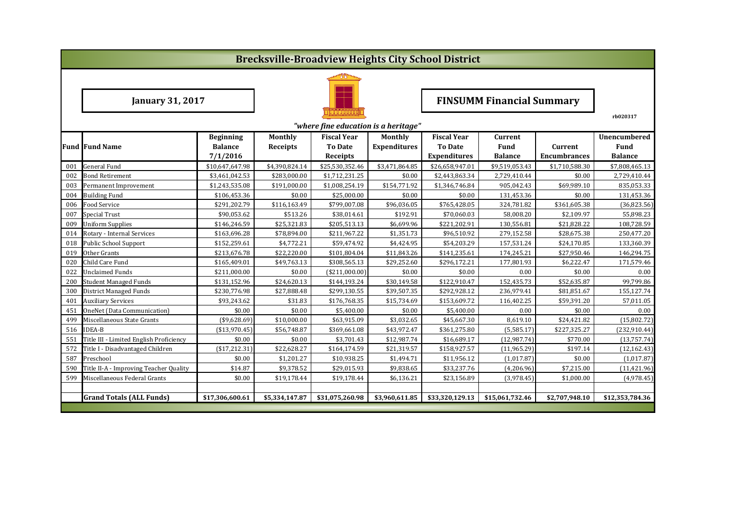# Brecksville-Broadview Heights City School District

**January 31, 2017**

**FINSUMM Financial Summary**

rb020317

*"where fine education is a heritage"*

| Fund | Fund Name | Beginning Balance 7/1/2016 | Monthly Receipts | Fiscal Year To Date Receipts | Monthly Expenditures | Fiscal Year To Date Expenditures | Current Fund Balance | Current Encumbrances | Unencumbered Fund Balance |
|---|---|---|---|---|---|---|---|---|---|
| 001 | General Fund | $10,647,647.98 | $4,390,824.14 | $25,530,352.46 | $3,471,864.85 | $26,658,947.01 | $9,519,053.43 | $1,710,588.30 | $7,808,465.13 |
| 002 | Bond Retirement | $3,461,042.53 | $283,000.00 | $1,712,231.25 | $0.00 | $2,443,863.34 | 2,729,410.44 | $0.00 | 2,729,410.44 |
| 003 | Permanent Improvement | $1,243,535.08 | $191,000.00 | $1,008,254.19 | $154,771.92 | $1,346,746.84 | 905,042.43 | $69,989.10 | 835,053.33 |
| 004 | Building Fund | $106,453.36 | $0.00 | $25,000.00 | $0.00 | $0.00 | 131,453.36 | $0.00 | 131,453.36 |
| 006 | Food Service | $291,202.79 | $116,163.49 | $799,007.08 | $96,036.05 | $765,428.05 | 324,781.82 | $361,605.38 | (36,823.56) |
| 007 | Special Trust | $90,053.62 | $513.26 | $38,014.61 | $192.91 | $70,060.03 | 58,008.20 | $2,109.97 | 55,898.23 |
| 009 | Uniform Supplies | $146,246.59 | $25,321.83 | $205,513.13 | $6,699.96 | $221,202.91 | 130,556.81 | $21,828.22 | 108,728.59 |
| 014 | Rotary - Internal Services | $163,696.28 | $78,894.00 | $211,967.22 | $1,351.73 | $96,510.92 | 279,152.58 | $28,675.38 | 250,477.20 |
| 018 | Public School Support | $152,259.61 | $4,772.21 | $59,474.92 | $4,424.95 | $54,203.29 | 157,531.24 | $24,170.85 | 133,360.39 |
| 019 | Other Grants | $213,676.78 | $22,220.00 | $101,804.04 | $11,843.26 | $141,235.61 | 174,245.21 | $27,950.46 | 146,294.75 |
| 020 | Child Care Fund | $165,409.01 | $49,763.13 | $308,565.13 | $29,252.60 | $296,172.21 | 177,801.93 | $6,222.47 | 171,579.46 |
| 022 | Unclaimed Funds | $211,000.00 | $0.00 | ($211,000.00) | $0.00 | $0.00 | 0.00 | $0.00 | 0.00 |
| 200 | Student Managed Funds | $131,152.96 | $24,620.13 | $144,193.24 | $30,149.58 | $122,910.47 | 152,435.73 | $52,635.87 | 99,799.86 |
| 300 | District Managed Funds | $230,776.98 | $27,888.48 | $299,130.55 | $39,507.35 | $292,928.12 | 236,979.41 | $81,851.67 | 155,127.74 |
| 401 | Auxiliary Services | $93,243.62 | $31.83 | $176,768.35 | $15,734.69 | $153,609.72 | 116,402.25 | $59,391.20 | 57,011.05 |
| 451 | OneNet (Data Communication) | $0.00 | $0.00 | $5,400.00 | $0.00 | $5,400.00 | 0.00 | $0.00 | 0.00 |
| 499 | Miscellaneous State Grants | ($9,628.69) | $10,000.00 | $63,915.09 | $3,032.65 | $45,667.30 | 8,619.10 | $24,421.82 | (15,802.72) |
| 516 | IDEA-B | ($13,970.45) | $56,748.87 | $369,661.08 | $43,972.47 | $361,275.80 | (5,585.17) | $227,325.27 | (232,910.44) |
| 551 | Title III - Limited English Proficiency | $0.00 | $0.00 | $3,701.43 | $12,987.74 | $16,689.17 | (12,987.74) | $770.00 | (13,757.74) |
| 572 | Title I - Disadvantaged Children | ($17,212.31) | $22,628.27 | $164,174.59 | $21,319.57 | $158,927.57 | (11,965.29) | $197.14 | (12,162.43) |
| 587 | Preschool | $0.00 | $1,201.27 | $10,938.25 | $1,494.71 | $11,956.12 | (1,017.87) | $0.00 | (1,017.87) |
| 590 | Title II-A - Improving Teacher Quality | $14.87 | $9,378.52 | $29,015.93 | $9,838.65 | $33,237.76 | (4,206.96) | $7,215.00 | (11,421.96) |
| 599 | Miscellaneous Federal Grants | $0.00 | $19,178.44 | $19,178.44 | $6,136.21 | $23,156.89 | (3,978.45) | $1,000.00 | (4,978.45) |
| | **Grand Totals (ALL Funds)** | **$17,306,600.61** | **$5,334,147.87** | **$31,075,260.98** | **$3,960,611.85** | **$33,320,129.13** | **$15,061,732.46** | **$2,707,948.10** | **$12,353,784.36** |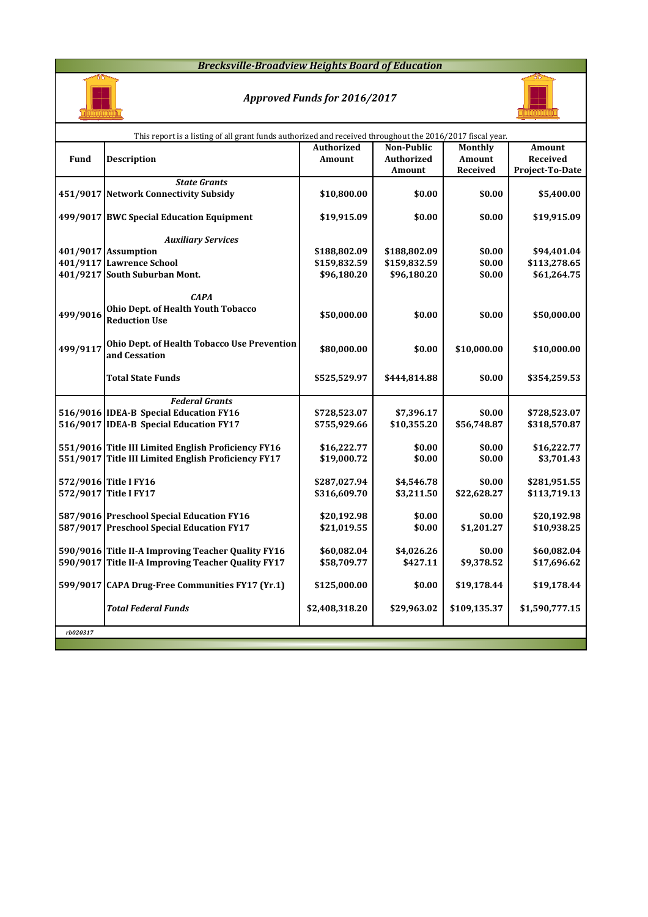# Brecksville-Broadview Heights Board of Education

## *Approved Funds for 2016/2017*

This report is a listing of all grant funds authorized and received throughout the 2016/2017 fiscal year.

| Fund | Description | Authorized Amount | Non-Public Authorized Amount | Monthly Amount Received | Amount Received Project-To-Date |
|---|---|---|---|---|---|
| | ***State Grants*** | | | | |
| 451/9017 | **Network Connectivity Subsidy** | $10,800.00 | $0.00 | $0.00 | $5,400.00 |
| 499/9017 | **BWC Special Education Equipment** | $19,915.09 | $0.00 | $0.00 | $19,915.09 |
| | ***Auxiliary Services*** | | | | |
| 401/9017 | **Assumption** | $188,802.09 | $188,802.09 | $0.00 | $94,401.04 |
| 401/9117 | **Lawrence School** | $159,832.59 | $159,832.59 | $0.00 | $113,278.65 |
| 401/9217 | **South Suburban Mont.** | $96,180.20 | $96,180.20 | $0.00 | $61,264.75 |
| | ***CAPA*** | | | | |
| 499/9016 | **Ohio Dept. of Health Youth Tobacco Reduction Use** | $50,000.00 | $0.00 | $0.00 | $50,000.00 |
| 499/9117 | **Ohio Dept. of Health Tobacco Use Prevention and Cessation** | $80,000.00 | $0.00 | $10,000.00 | $10,000.00 |
| | **Total State Funds** | $525,529.97 | $444,814.88 | $0.00 | $354,259.53 |
| | ***Federal Grants*** | | | | |
| 516/9016 | **IDEA-B Special Education FY16** | $728,523.07 | $7,396.17 | $0.00 | $728,523.07 |
| 516/9017 | **IDEA-B Special Education FY17** | $755,929.66 | $10,355.20 | $56,748.87 | $318,570.87 |
| 551/9016 | **Title III Limited English Proficiency FY16** | $16,222.77 | $0.00 | $0.00 | $16,222.77 |
| 551/9017 | **Title III Limited English Proficiency FY17** | $19,000.72 | $0.00 | $0.00 | $3,701.43 |
| 572/9016 | **Title I FY16** | $287,027.94 | $4,546.78 | $0.00 | $281,951.55 |
| 572/9017 | **Title I FY17** | $316,609.70 | $3,211.50 | $22,628.27 | $113,719.13 |
| 587/9016 | **Preschool Special Education FY16** | $20,192.98 | $0.00 | $0.00 | $20,192.98 |
| 587/9017 | **Preschool Special Education FY17** | $21,019.55 | $0.00 | $1,201.27 | $10,938.25 |
| 590/9016 | **Title II-A Improving Teacher Quality FY16** | $60,082.04 | $4,026.26 | $0.00 | $60,082.04 |
| 590/9017 | **Title II-A Improving Teacher Quality FY17** | $58,709.77 | $427.11 | $9,378.52 | $17,696.62 |
| 599/9017 | **CAPA Drug-Free Communities FY17 (Yr.1)** | $125,000.00 | $0.00 | $19,178.44 | $19,178.44 |
| | ***Total Federal Funds*** | $2,408,318.20 | $29,963.02 | $109,135.37 | $1,590,777.15 |

*rb020317*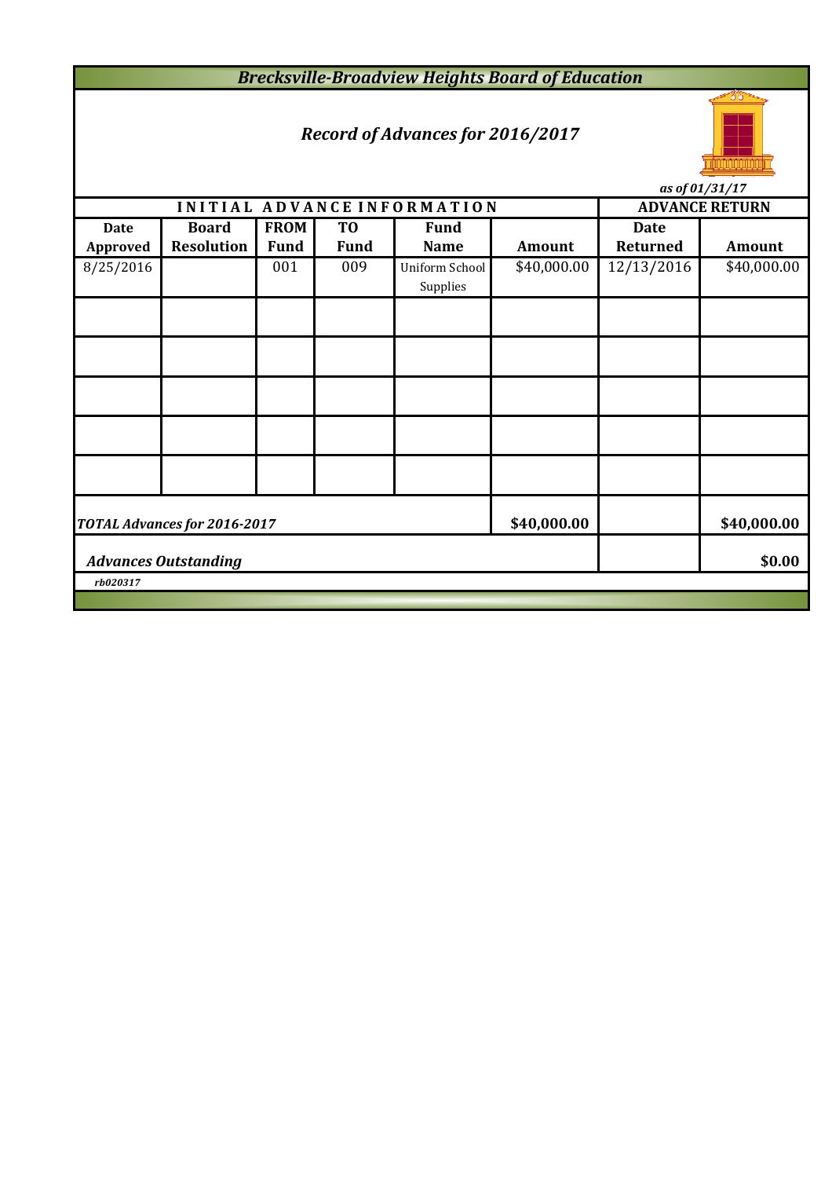# *Brecksville-Broadview Heights Board of Education*

## *Record of Advances for 2016/2017*

*as of 01/31/17*

| INITIAL ADVANCE INFORMATION | | | | | | ADVANCE RETURN | |
|---|---|---|---|---|---|---|---|
| **Date Approved** | **Board Resolution** | **FROM Fund** | **TO Fund** | **Fund Name** | **Amount** | **Date Returned** | **Amount** |
| 8/25/2016 | | 001 | 009 | Uniform School Supplies | $40,000.00 | 12/13/2016 | $40,000.00 |
| | | | | | | | |
| | | | | | | | |
| | | | | | | | |
| | | | | | | | |
| | | | | | | | |
| ***TOTAL Advances for 2016-2017*** | | | | | **$40,000.00** | | **$40,000.00** |
| ***Advances Outstanding*** | | | | | | | **$0.00** |

*rb020317*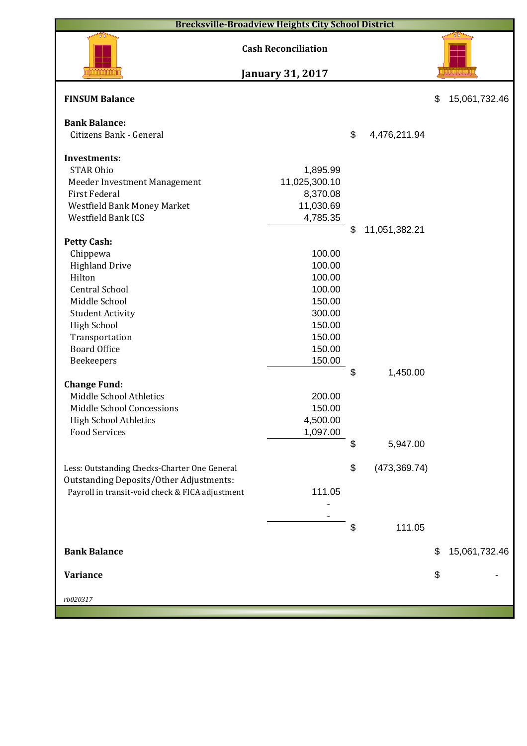# Brecksville-Broadview Heights City School District

## Cash Reconciliation

## January 31, 2017

| | | | |
|---|---|---|---|
| **FINSUM Balance** | | | $ 15,061,732.46 |
| | | | |
| **Bank Balance:** | | | |
| Citizens Bank - General | | $ 4,476,211.94 | |
| | | | |
| **Investments:** | | | |
| STAR Ohio | 1,895.99 | | |
| Meeder Investment Management | 11,025,300.10 | | |
| First Federal | 8,370.08 | | |
| Westfield Bank Money Market | 11,030.69 | | |
| Westfield Bank ICS | 4,785.35 | | |
| | | $ 11,051,382.21 | |
| **Petty Cash:** | | | |
| Chippewa | 100.00 | | |
| Highland Drive | 100.00 | | |
| Hilton | 100.00 | | |
| Central School | 100.00 | | |
| Middle School | 150.00 | | |
| Student Activity | 300.00 | | |
| High School | 150.00 | | |
| Transportation | 150.00 | | |
| Board Office | 150.00 | | |
| Beekeepers | 150.00 | | |
| | | $ 1,450.00 | |
| **Change Fund:** | | | |
| Middle School Athletics | 200.00 | | |
| Middle School Concessions | 150.00 | | |
| High School Athletics | 4,500.00 | | |
| Food Services | 1,097.00 | | |
| | | $ 5,947.00 | |
| | | | |
| Less: Outstanding Checks-Charter One General | | $ (473,369.74) | |
| Outstanding Deposits/Other Adjustments: | | | |
| Payroll in transit-void check & FICA adjustment | 111.05 | | |
| | - | | |
| | - | | |
| | | $ 111.05 | |
| | | | |
| **Bank Balance** | | | $ 15,061,732.46 |
| | | | |
| **Variance** | | | $ - |

*rb020317*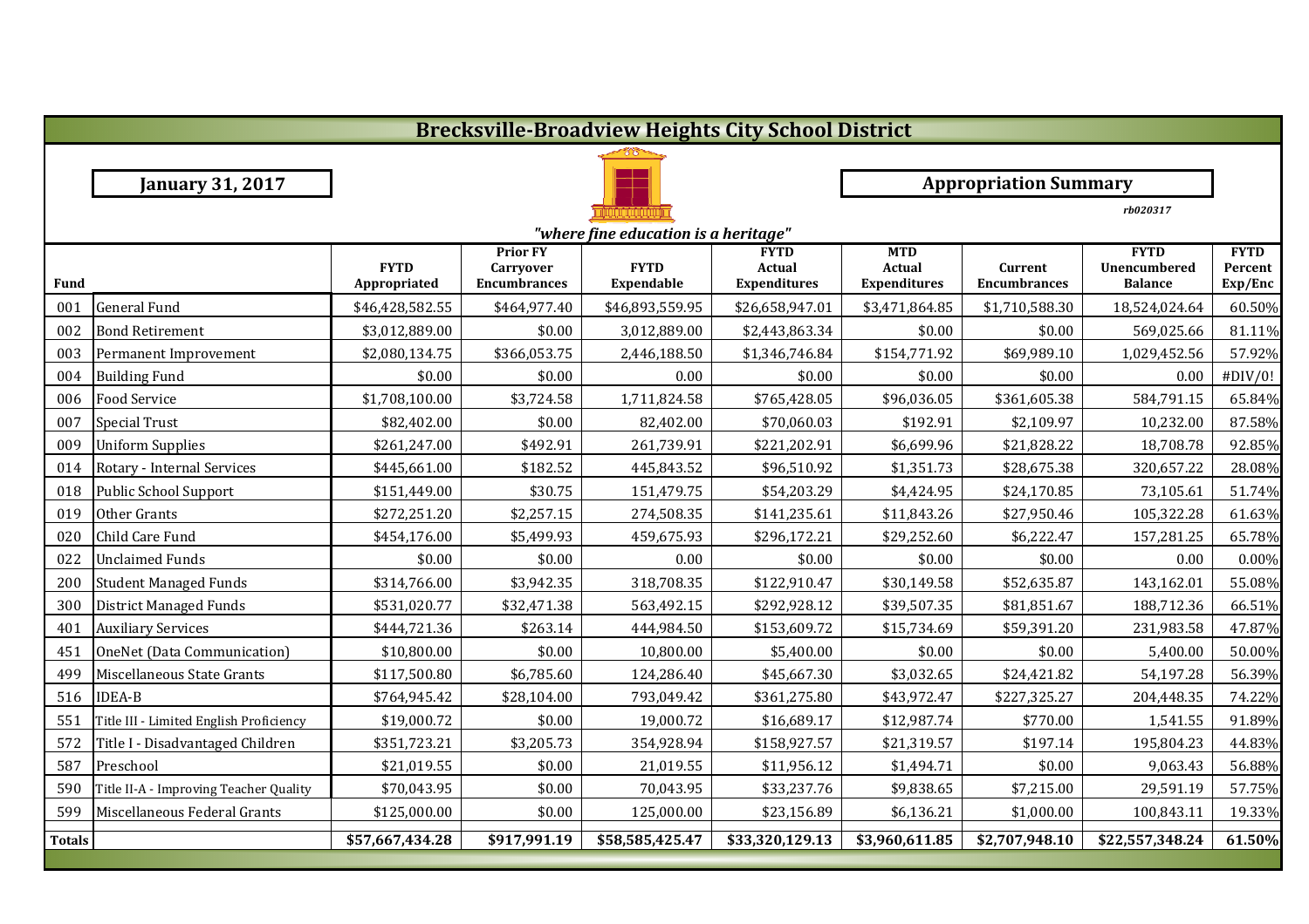# Brecksville-Broadview Heights City School District

**January 31, 2017**

**Appropriation Summary**

*rb020317*

*"where fine education is a heritage"*

| Fund | | FYTD Appropriated | Prior FY Carryover Encumbrances | FYTD Expendable | FYTD Actual Expenditures | MTD Actual Expenditures | Current Encumbrances | FYTD Unencumbered Balance | FYTD Percent Exp/Enc |
|---|---|---|---|---|---|---|---|---|---|
| 001 | General Fund | $46,428,582.55 | $464,977.40 | $46,893,559.95 | $26,658,947.01 | $3,471,864.85 | $1,710,588.30 | 18,524,024.64 | 60.50% |
| 002 | Bond Retirement | $3,012,889.00 | $0.00 | 3,012,889.00 | $2,443,863.34 | $0.00 | $0.00 | 569,025.66 | 81.11% |
| 003 | Permanent Improvement | $2,080,134.75 | $366,053.75 | 2,446,188.50 | $1,346,746.84 | $154,771.92 | $69,989.10 | 1,029,452.56 | 57.92% |
| 004 | Building Fund | $0.00 | $0.00 | 0.00 | $0.00 | $0.00 | $0.00 | 0.00 | #DIV/0! |
| 006 | Food Service | $1,708,100.00 | $3,724.58 | 1,711,824.58 | $765,428.05 | $96,036.05 | $361,605.38 | 584,791.15 | 65.84% |
| 007 | Special Trust | $82,402.00 | $0.00 | 82,402.00 | $70,060.03 | $192.91 | $2,109.97 | 10,232.00 | 87.58% |
| 009 | Uniform Supplies | $261,247.00 | $492.91 | 261,739.91 | $221,202.91 | $6,699.96 | $21,828.22 | 18,708.78 | 92.85% |
| 014 | Rotary - Internal Services | $445,661.00 | $182.52 | 445,843.52 | $96,510.92 | $1,351.73 | $28,675.38 | 320,657.22 | 28.08% |
| 018 | Public School Support | $151,449.00 | $30.75 | 151,479.75 | $54,203.29 | $4,424.95 | $24,170.85 | 73,105.61 | 51.74% |
| 019 | Other Grants | $272,251.20 | $2,257.15 | 274,508.35 | $141,235.61 | $11,843.26 | $27,950.46 | 105,322.28 | 61.63% |
| 020 | Child Care Fund | $454,176.00 | $5,499.93 | 459,675.93 | $296,172.21 | $29,252.60 | $6,222.47 | 157,281.25 | 65.78% |
| 022 | Unclaimed Funds | $0.00 | $0.00 | 0.00 | $0.00 | $0.00 | $0.00 | 0.00 | 0.00% |
| 200 | Student Managed Funds | $314,766.00 | $3,942.35 | 318,708.35 | $122,910.47 | $30,149.58 | $52,635.87 | 143,162.01 | 55.08% |
| 300 | District Managed Funds | $531,020.77 | $32,471.38 | 563,492.15 | $292,928.12 | $39,507.35 | $81,851.67 | 188,712.36 | 66.51% |
| 401 | Auxiliary Services | $444,721.36 | $263.14 | 444,984.50 | $153,609.72 | $15,734.69 | $59,391.20 | 231,983.58 | 47.87% |
| 451 | OneNet (Data Communication) | $10,800.00 | $0.00 | 10,800.00 | $5,400.00 | $0.00 | $0.00 | 5,400.00 | 50.00% |
| 499 | Miscellaneous State Grants | $117,500.80 | $6,785.60 | 124,286.40 | $45,667.30 | $3,032.65 | $24,421.82 | 54,197.28 | 56.39% |
| 516 | IDEA-B | $764,945.42 | $28,104.00 | 793,049.42 | $361,275.80 | $43,972.47 | $227,325.27 | 204,448.35 | 74.22% |
| 551 | Title III - Limited English Proficiency | $19,000.72 | $0.00 | 19,000.72 | $16,689.17 | $12,987.74 | $770.00 | 1,541.55 | 91.89% |
| 572 | Title I - Disadvantaged Children | $351,723.21 | $3,205.73 | 354,928.94 | $158,927.57 | $21,319.57 | $197.14 | 195,804.23 | 44.83% |
| 587 | Preschool | $21,019.55 | $0.00 | 21,019.55 | $11,956.12 | $1,494.71 | $0.00 | 9,063.43 | 56.88% |
| 590 | Title II-A - Improving Teacher Quality | $70,043.95 | $0.00 | 70,043.95 | $33,237.76 | $9,838.65 | $7,215.00 | 29,591.19 | 57.75% |
| 599 | Miscellaneous Federal Grants | $125,000.00 | $0.00 | 125,000.00 | $23,156.89 | $6,136.21 | $1,000.00 | 100,843.11 | 19.33% |
| **Totals** | | **$57,667,434.28** | **$917,991.19** | **$58,585,425.47** | **$33,320,129.13** | **$3,960,611.85** | **$2,707,948.10** | **$22,557,348.24** | **61.50%** |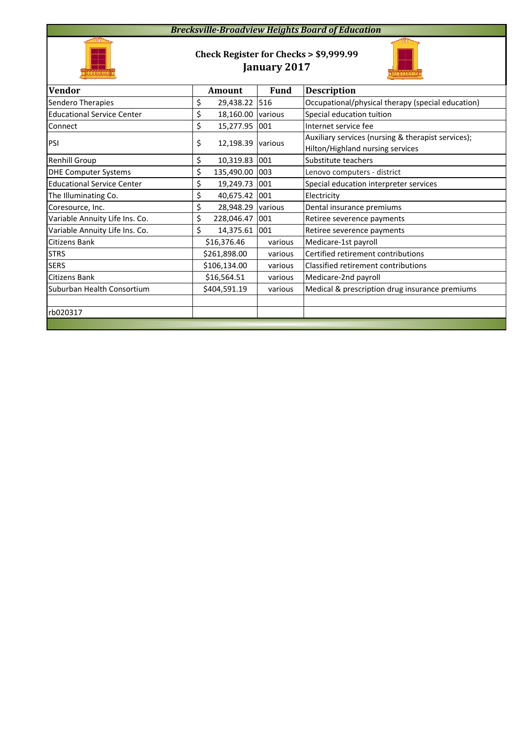# *Brecksville-Broadview Heights Board of Education*

## Check Register for Checks > $9,999.99
## January 2017

| Vendor | Amount | Fund | Description |
|---|---|---|---|
| Sendero Therapies | $ 29,438.22 | 516 | Occupational/physical therapy (special education) |
| Educational Service Center | $ 18,160.00 | various | Special education tuition |
| Connect | $ 15,277.95 | 001 | Internet service fee |
| PSI | $ 12,198.39 | various | Auxiliary services (nursing & therapist services); Hilton/Highland nursing services |
| Renhill Group | $ 10,319.83 | 001 | Substitute teachers |
| DHE Computer Systems | $ 135,490.00 | 003 | Lenovo computers - district |
| Educational Service Center | $ 19,249.73 | 001 | Special education interpreter services |
| The Illuminating Co. | $ 40,675.42 | 001 | Electricity |
| Coresource, Inc. | $ 28,948.29 | various | Dental insurance premiums |
| Variable Annuity Life Ins. Co. | $ 228,046.47 | 001 | Retiree severence payments |
| Variable Annuity Life Ins. Co. | $ 14,375.61 | 001 | Retiree severence payments |
| Citizens Bank | $16,376.46 | various | Medicare-1st payroll |
| STRS | $261,898.00 | various | Certified retirement contributions |
| SERS | $106,134.00 | various | Classified retirement contributions |
| Citizens Bank | $16,564.51 | various | Medicare-2nd payroll |
| Suburban Health Consortium | $404,591.19 | various | Medical & prescription drug insurance premiums |
| | | | |
| rb020317 | | | |